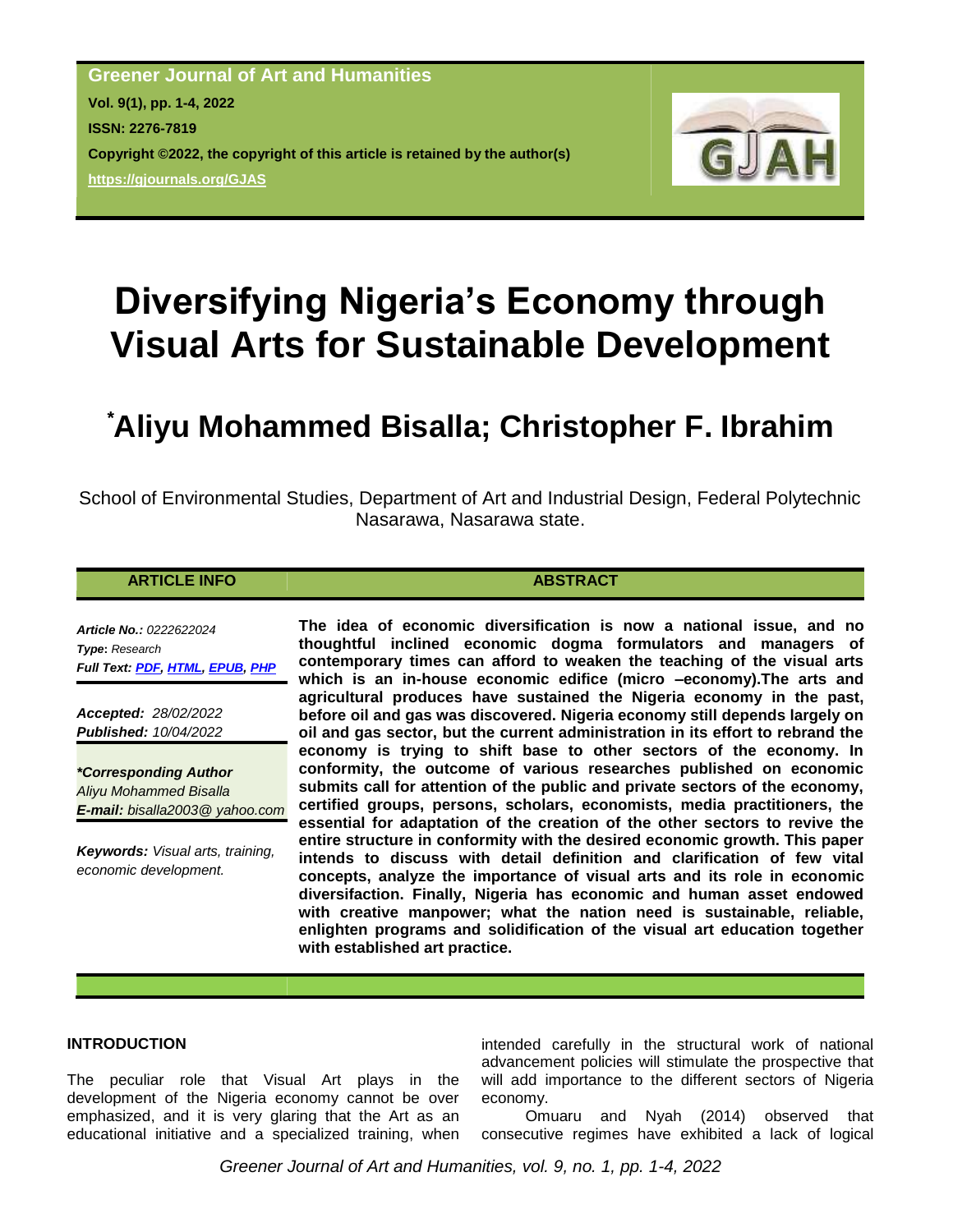**Greener Journal of Art and Humanities**
**Vol. 9(1), pp. 1-4, 2022**
**ISSN: 2276-7819**
**Copyright ©2022, the copyright of this article is retained by the author(s)**
**https://gjournals.org/GJAS**

# Diversifying Nigeria's Economy through Visual Arts for Sustainable Development

## *Aliyu Mohammed Bisalla; Christopher F. Ibrahim

School of Environmental Studies, Department of Art and Industrial Design, Federal Polytechnic Nasarawa, Nasarawa state.

### ARTICLE INFO

***Article No.:*** *0222622024*
***Type*:** *Research*
***Full Text:*** ***PDF, HTML, EPUB, PHP***

***Accepted:*** *28/02/2022*
***Published:*** *10/04/2022*

***\*Corresponding Author***
*Aliyu Mohammed Bisalla*
***E-mail:*** *bisalla2003@ yahoo.com*

***Keywords:*** *Visual arts, training, economic development.*

### ABSTRACT

**The idea of economic diversification is now a national issue, and no thoughtful inclined economic dogma formulators and managers of contemporary times can afford to weaken the teaching of the visual arts which is an in-house economic edifice (micro –economy).The arts and agricultural produces have sustained the Nigeria economy in the past, before oil and gas was discovered. Nigeria economy still depends largely on oil and gas sector, but the current administration in its effort to rebrand the economy is trying to shift base to other sectors of the economy. In conformity, the outcome of various researches published on economic submits call for attention of the public and private sectors of the economy, certified groups, persons, scholars, economists, media practitioners, the essential for adaptation of the creation of the other sectors to revive the entire structure in conformity with the desired economic growth. This paper intends to discuss with detail definition and clarification of few vital concepts, analyze the importance of visual arts and its role in economic diversifaction. Finally, Nigeria has economic and human asset endowed with creative manpower; what the nation need is sustainable, reliable, enlighten programs and solidification of the visual art education together with established art practice.**

### INTRODUCTION

The peculiar role that Visual Art plays in the development of the Nigeria economy cannot be over emphasized, and it is very glaring that the Art as an educational initiative and a specialized training, when intended carefully in the structural work of national advancement policies will stimulate the prospective that will add importance to the different sectors of Nigeria economy.

Omuaru and Nyah (2014) observed that consecutive regimes have exhibited a lack of logical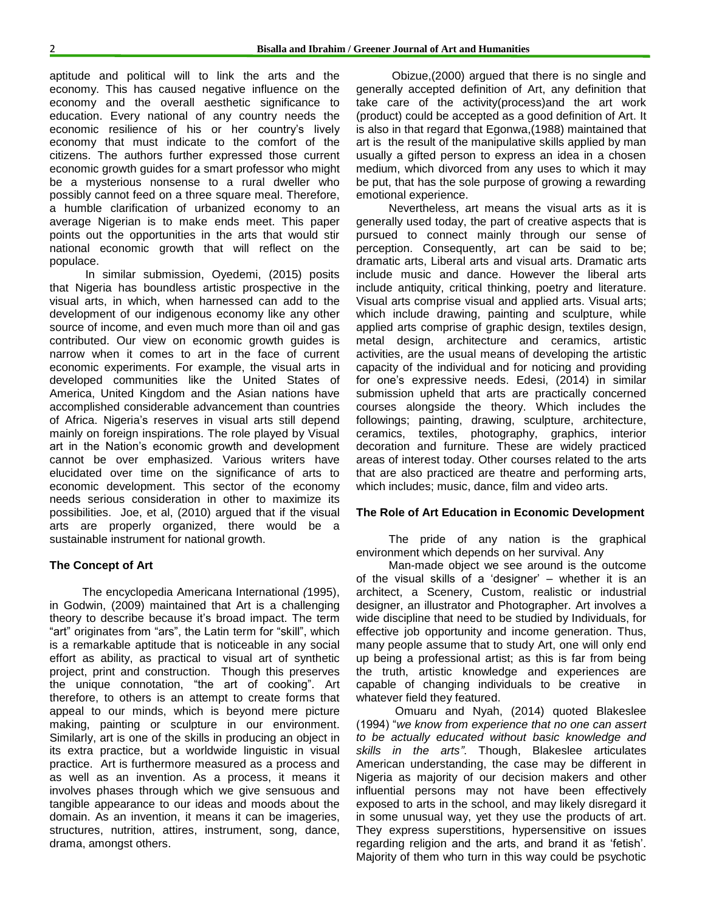aptitude and political will to link the arts and the economy. This has caused negative influence on the economy and the overall aesthetic significance to education. Every national of any country needs the economic resilience of his or her country's lively economy that must indicate to the comfort of the citizens. The authors further expressed those current economic growth guides for a smart professor who might be a mysterious nonsense to a rural dweller who possibly cannot feed on a three square meal. Therefore, a humble clarification of urbanized economy to an average Nigerian is to make ends meet. This paper points out the opportunities in the arts that would stir national economic growth that will reflect on the populace.

In similar submission, Oyedemi, (2015) posits that Nigeria has boundless artistic prospective in the visual arts, in which, when harnessed can add to the development of our indigenous economy like any other source of income, and even much more than oil and gas contributed. Our view on economic growth guides is narrow when it comes to art in the face of current economic experiments. For example, the visual arts in developed communities like the United States of America, United Kingdom and the Asian nations have accomplished considerable advancement than countries of Africa. Nigeria's reserves in visual arts still depend mainly on foreign inspirations. The role played by Visual art in the Nation's economic growth and development cannot be over emphasized. Various writers have elucidated over time on the significance of arts to economic development. This sector of the economy needs serious consideration in other to maximize its possibilities. Joe, et al, (2010) argued that if the visual arts are properly organized, there would be a sustainable instrument for national growth.

## The Concept of Art

The encyclopedia Americana International *(*1995), in Godwin, (2009) maintained that Art is a challenging theory to describe because it's broad impact. The term "art" originates from "ars", the Latin term for "skill", which is a remarkable aptitude that is noticeable in any social effort as ability, as practical to visual art of synthetic project, print and construction. Though this preserves the unique connotation, "the art of cooking". Art therefore, to others is an attempt to create forms that appeal to our minds, which is beyond mere picture making, painting or sculpture in our environment. Similarly, art is one of the skills in producing an object in its extra practice, but a worldwide linguistic in visual practice. Art is furthermore measured as a process and as well as an invention. As a process, it means it involves phases through which we give sensuous and tangible appearance to our ideas and moods about the domain. As an invention, it means it can be imageries, structures, nutrition, attires, instrument, song, dance, drama, amongst others.

Obizue,(2000) argued that there is no single and generally accepted definition of Art, any definition that take care of the activity(process)and the art work (product) could be accepted as a good definition of Art. It is also in that regard that Egonwa,(1988) maintained that art is the result of the manipulative skills applied by man usually a gifted person to express an idea in a chosen medium, which divorced from any uses to which it may be put, that has the sole purpose of growing a rewarding emotional experience.

Nevertheless, art means the visual arts as it is generally used today, the part of creative aspects that is pursued to connect mainly through our sense of perception. Consequently, art can be said to be; dramatic arts, Liberal arts and visual arts. Dramatic arts include music and dance. However the liberal arts include antiquity, critical thinking, poetry and literature. Visual arts comprise visual and applied arts. Visual arts; which include drawing, painting and sculpture, while applied arts comprise of graphic design, textiles design, metal design, architecture and ceramics, artistic activities, are the usual means of developing the artistic capacity of the individual and for noticing and providing for one's expressive needs. Edesi, (2014) in similar submission upheld that arts are practically concerned courses alongside the theory. Which includes the followings; painting, drawing, sculpture, architecture, ceramics, textiles, photography, graphics, interior decoration and furniture. These are widely practiced areas of interest today. Other courses related to the arts that are also practiced are theatre and performing arts, which includes; music, dance, film and video arts.

## The Role of Art Education in Economic Development

The pride of any nation is the graphical environment which depends on her survival. Any

Man-made object we see around is the outcome of the visual skills of a 'designer' – whether it is an architect, a Scenery, Custom, realistic or industrial designer, an illustrator and Photographer. Art involves a wide discipline that need to be studied by Individuals, for effective job opportunity and income generation. Thus, many people assume that to study Art, one will only end up being a professional artist; as this is far from being the truth, artistic knowledge and experiences are capable of changing individuals to be creative in whatever field they featured.

Omuaru and Nyah, (2014) quoted Blakeslee (1994) "*we know from experience that no one can assert to be actually educated without basic knowledge and skills in the arts"*. Though, Blakeslee articulates American understanding, the case may be different in Nigeria as majority of our decision makers and other influential persons may not have been effectively exposed to arts in the school, and may likely disregard it in some unusual way, yet they use the products of art. They express superstitions, hypersensitive on issues regarding religion and the arts, and brand it as 'fetish'. Majority of them who turn in this way could be psychotic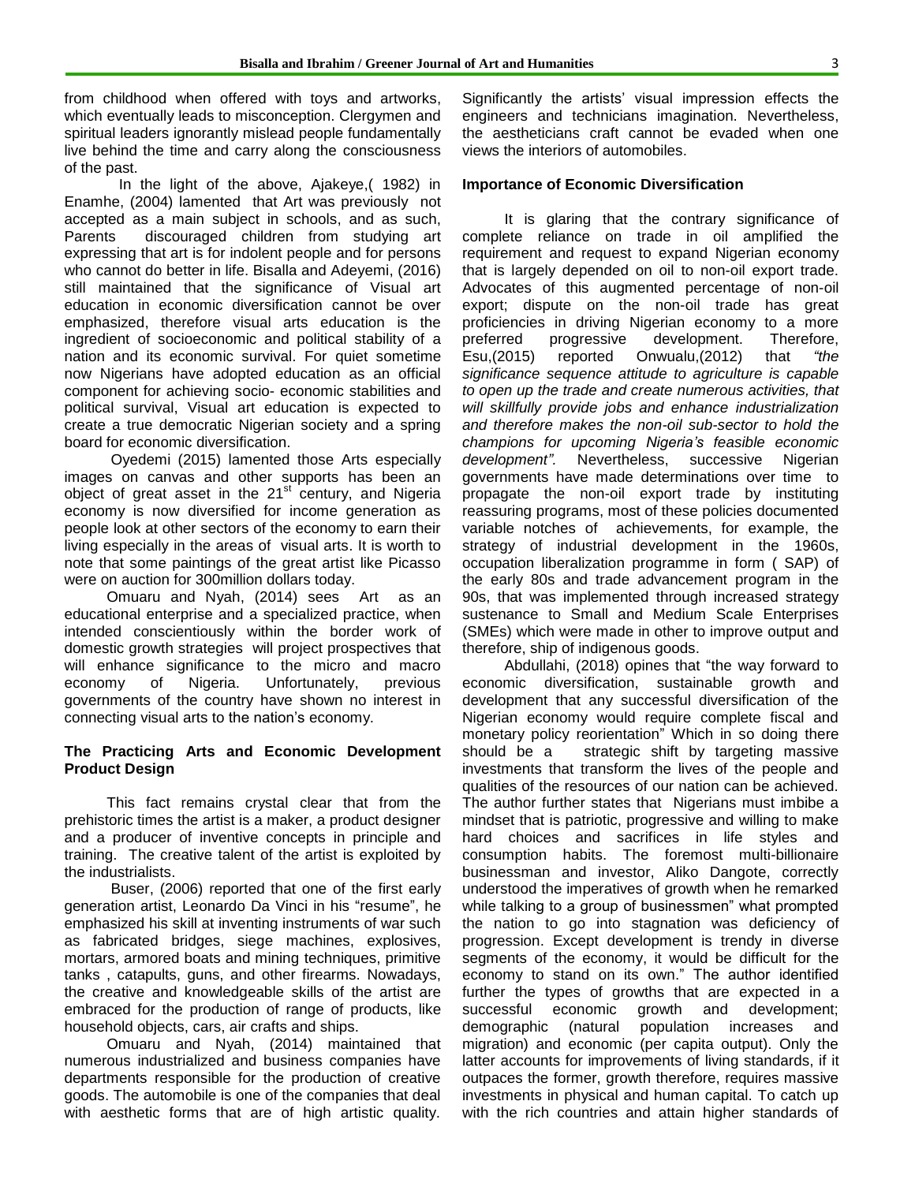from childhood when offered with toys and artworks, which eventually leads to misconception. Clergymen and spiritual leaders ignorantly mislead people fundamentally live behind the time and carry along the consciousness of the past.

In the light of the above, Ajakeye,( 1982) in Enamhe, (2004) lamented that Art was previously not accepted as a main subject in schools, and as such, Parents discouraged children from studying art expressing that art is for indolent people and for persons who cannot do better in life. Bisalla and Adeyemi, (2016) still maintained that the significance of Visual art education in economic diversification cannot be over emphasized, therefore visual arts education is the ingredient of socioeconomic and political stability of a nation and its economic survival. For quiet sometime now Nigerians have adopted education as an official component for achieving socio- economic stabilities and political survival, Visual art education is expected to create a true democratic Nigerian society and a spring board for economic diversification.

Oyedemi (2015) lamented those Arts especially images on canvas and other supports has been an object of great asset in the 21st century, and Nigeria economy is now diversified for income generation as people look at other sectors of the economy to earn their living especially in the areas of visual arts. It is worth to note that some paintings of the great artist like Picasso were on auction for 300million dollars today.

Omuaru and Nyah, (2014) sees Art as an educational enterprise and a specialized practice, when intended conscientiously within the border work of domestic growth strategies will project prospectives that will enhance significance to the micro and macro economy of Nigeria. Unfortunately, previous governments of the country have shown no interest in connecting visual arts to the nation's economy.

### The Practicing Arts and Economic Development Product Design

This fact remains crystal clear that from the prehistoric times the artist is a maker, a product designer and a producer of inventive concepts in principle and training. The creative talent of the artist is exploited by the industrialists.

Buser, (2006) reported that one of the first early generation artist, Leonardo Da Vinci in his "resume", he emphasized his skill at inventing instruments of war such as fabricated bridges, siege machines, explosives, mortars, armored boats and mining techniques, primitive tanks , catapults, guns, and other firearms. Nowadays, the creative and knowledgeable skills of the artist are embraced for the production of range of products, like household objects, cars, air crafts and ships.

Omuaru and Nyah, (2014) maintained that numerous industrialized and business companies have departments responsible for the production of creative goods. The automobile is one of the companies that deal with aesthetic forms that are of high artistic quality. Significantly the artists' visual impression effects the engineers and technicians imagination. Nevertheless, the aestheticians craft cannot be evaded when one views the interiors of automobiles.

### Importance of Economic Diversification

It is glaring that the contrary significance of complete reliance on trade in oil amplified the requirement and request to expand Nigerian economy that is largely depended on oil to non-oil export trade. Advocates of this augmented percentage of non-oil export; dispute on the non-oil trade has great proficiencies in driving Nigerian economy to a more preferred progressive development. Therefore, Esu,(2015) reported Onwualu,(2012) that *"the significance sequence attitude to agriculture is capable to open up the trade and create numerous activities, that will skillfully provide jobs and enhance industrialization and therefore makes the non-oil sub-sector to hold the champions for upcoming Nigeria's feasible economic development".* Nevertheless, successive Nigerian governments have made determinations over time to propagate the non-oil export trade by instituting reassuring programs, most of these policies documented variable notches of achievements, for example, the strategy of industrial development in the 1960s, occupation liberalization programme in form ( SAP) of the early 80s and trade advancement program in the 90s, that was implemented through increased strategy sustenance to Small and Medium Scale Enterprises (SMEs) which were made in other to improve output and therefore, ship of indigenous goods.

Abdullahi, (2018) opines that "the way forward to economic diversification, sustainable growth and development that any successful diversification of the Nigerian economy would require complete fiscal and monetary policy reorientation" Which in so doing there should be a strategic shift by targeting massive investments that transform the lives of the people and qualities of the resources of our nation can be achieved. The author further states that Nigerians must imbibe a mindset that is patriotic, progressive and willing to make hard choices and sacrifices in life styles and consumption habits. The foremost multi-billionaire businessman and investor, Aliko Dangote, correctly understood the imperatives of growth when he remarked while talking to a group of businessmen" what prompted the nation to go into stagnation was deficiency of progression. Except development is trendy in diverse segments of the economy, it would be difficult for the economy to stand on its own." The author identified further the types of growths that are expected in a successful economic growth and development; demographic (natural population increases and migration) and economic (per capita output). Only the latter accounts for improvements of living standards, if it outpaces the former, growth therefore, requires massive investments in physical and human capital. To catch up with the rich countries and attain higher standards of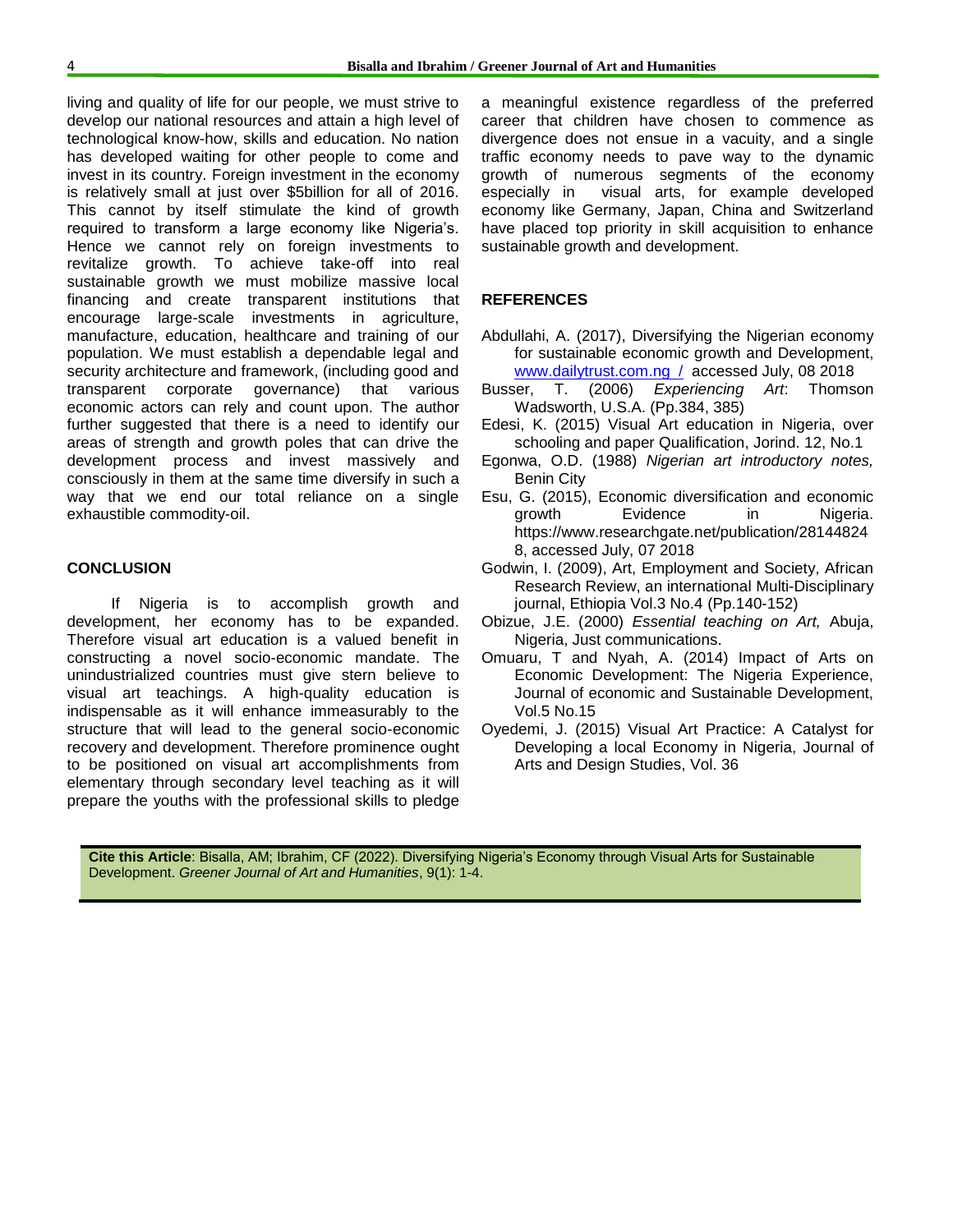living and quality of life for our people, we must strive to develop our national resources and attain a high level of technological know-how, skills and education. No nation has developed waiting for other people to come and invest in its country. Foreign investment in the economy is relatively small at just over $5billion for all of 2016. This cannot by itself stimulate the kind of growth required to transform a large economy like Nigeria's. Hence we cannot rely on foreign investments to revitalize growth. To achieve take-off into real sustainable growth we must mobilize massive local financing and create transparent institutions that encourage large-scale investments in agriculture, manufacture, education, healthcare and training of our population. We must establish a dependable legal and security architecture and framework, (including good and transparent corporate governance) that various economic actors can rely and count upon. The author further suggested that there is a need to identify our areas of strength and growth poles that can drive the development process and invest massively and consciously in them at the same time diversify in such a way that we end our total reliance on a single exhaustible commodity-oil.

## CONCLUSION

If Nigeria is to accomplish growth and development, her economy has to be expanded. Therefore visual art education is a valued benefit in constructing a novel socio-economic mandate. The unindustrialized countries must give stern believe to visual art teachings. A high-quality education is indispensable as it will enhance immeasurably to the structure that will lead to the general socio-economic recovery and development. Therefore prominence ought to be positioned on visual art accomplishments from elementary through secondary level teaching as it will prepare the youths with the professional skills to pledge a meaningful existence regardless of the preferred career that children have chosen to commence as divergence does not ensue in a vacuity, and a single traffic economy needs to pave way to the dynamic growth of numerous segments of the economy especially in visual arts, for example developed economy like Germany, Japan, China and Switzerland have placed top priority in skill acquisition to enhance sustainable growth and development.

## REFERENCES

Abdullahi, A. (2017), Diversifying the Nigerian economy for sustainable economic growth and Development, www.dailytrust.com.ng / accessed July, 08 2018

Busser, T. (2006) *Experiencing Art*: Thomson Wadsworth, U.S.A. (Pp.384, 385)

Edesi, K. (2015) Visual Art education in Nigeria, over schooling and paper Qualification, Jorind. 12, No.1

Egonwa, O.D. (1988) *Nigerian art introductory notes,* Benin City

Esu, G. (2015), Economic diversification and economic growth Evidence in Nigeria. https://www.researchgate.net/publication/281448248, accessed July, 07 2018

Godwin, I. (2009), Art, Employment and Society, African Research Review, an international Multi-Disciplinary journal, Ethiopia Vol.3 No.4 (Pp.140-152)

Obizue, J.E. (2000) *Essential teaching on Art,* Abuja, Nigeria, Just communications.

Omuaru, T and Nyah, A. (2014) Impact of Arts on Economic Development: The Nigeria Experience, Journal of economic and Sustainable Development, Vol.5 No.15

Oyedemi, J. (2015) Visual Art Practice: A Catalyst for Developing a local Economy in Nigeria, Journal of Arts and Design Studies, Vol. 36

**Cite this Article**: Bisalla, AM; Ibrahim, CF (2022). Diversifying Nigeria's Economy through Visual Arts for Sustainable Development. *Greener Journal of Art and Humanities*, 9(1): 1-4.